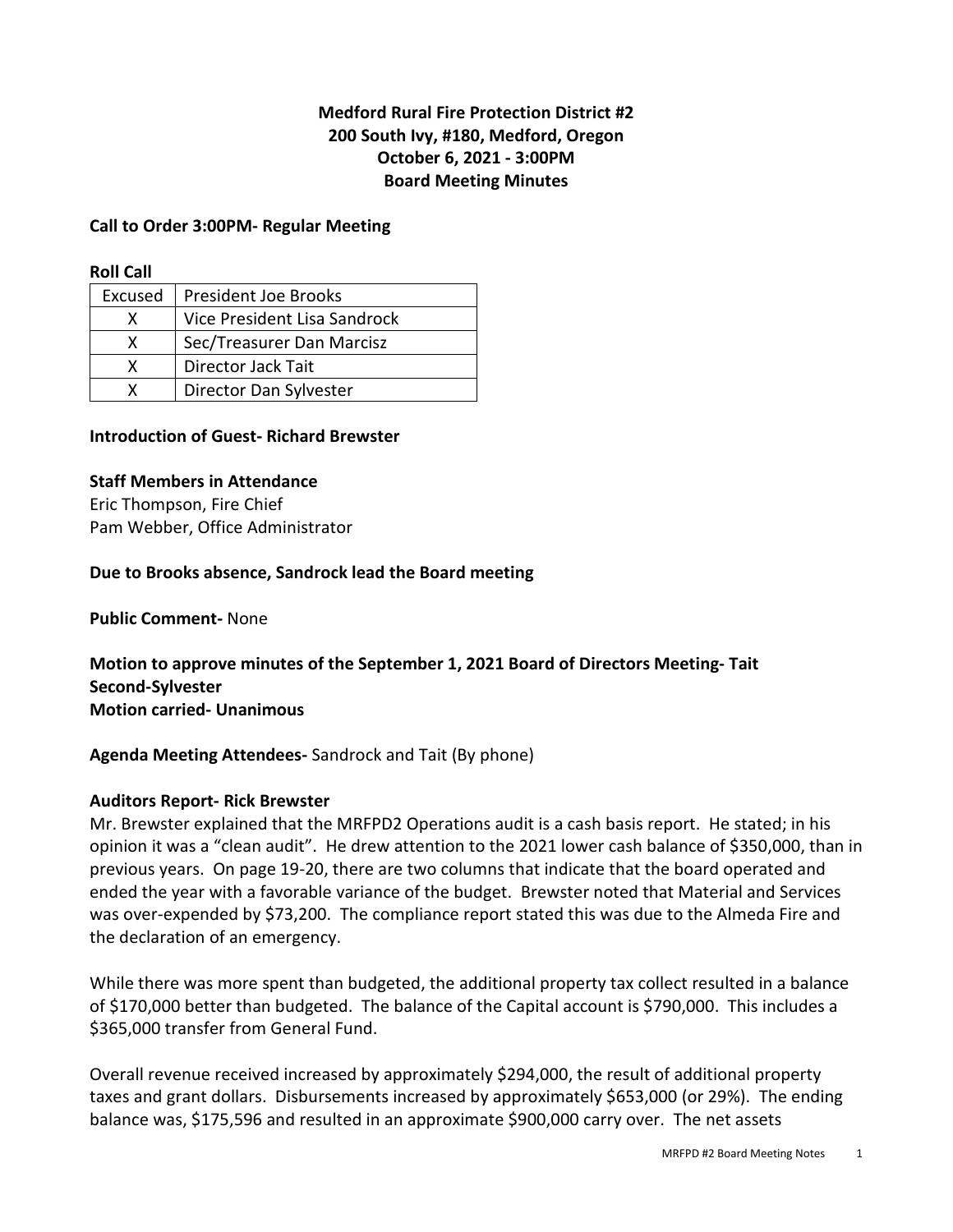# Medford Rural Fire Protection District #2
## 200 South Ivy, #180, Medford, Oregon
## October 6, 2021 - 3:00PM
## Board Meeting Minutes

**Call to Order 3:00PM- Regular Meeting**

**Roll Call**

| | |
|---|---|
| Excused | President Joe Brooks |
| X | Vice President Lisa Sandrock |
| X | Sec/Treasurer Dan Marcisz |
| X | Director Jack Tait |
| X | Director Dan Sylvester |

**Introduction of Guest- Richard Brewster**

**Staff Members in Attendance**
Eric Thompson, Fire Chief
Pam Webber, Office Administrator

**Due to Brooks absence, Sandrock lead the Board meeting**

**Public Comment-** None

**Motion to approve minutes of the September 1, 2021 Board of Directors Meeting- Tait**
**Second-Sylvester**
**Motion carried- Unanimous**

**Agenda Meeting Attendees-** Sandrock and Tait (By phone)

**Auditors Report- Rick Brewster**

Mr. Brewster explained that the MRFPD2 Operations audit is a cash basis report. He stated; in his opinion it was a "clean audit". He drew attention to the 2021 lower cash balance of $350,000, than in previous years. On page 19-20, there are two columns that indicate that the board operated and ended the year with a favorable variance of the budget. Brewster noted that Material and Services was over-expended by $73,200. The compliance report stated this was due to the Almeda Fire and the declaration of an emergency.

While there was more spent than budgeted, the additional property tax collect resulted in a balance of $170,000 better than budgeted. The balance of the Capital account is $790,000. This includes a $365,000 transfer from General Fund.

Overall revenue received increased by approximately $294,000, the result of additional property taxes and grant dollars. Disbursements increased by approximately $653,000 (or 29%). The ending balance was, $175,596 and resulted in an approximate $900,000 carry over. The net assets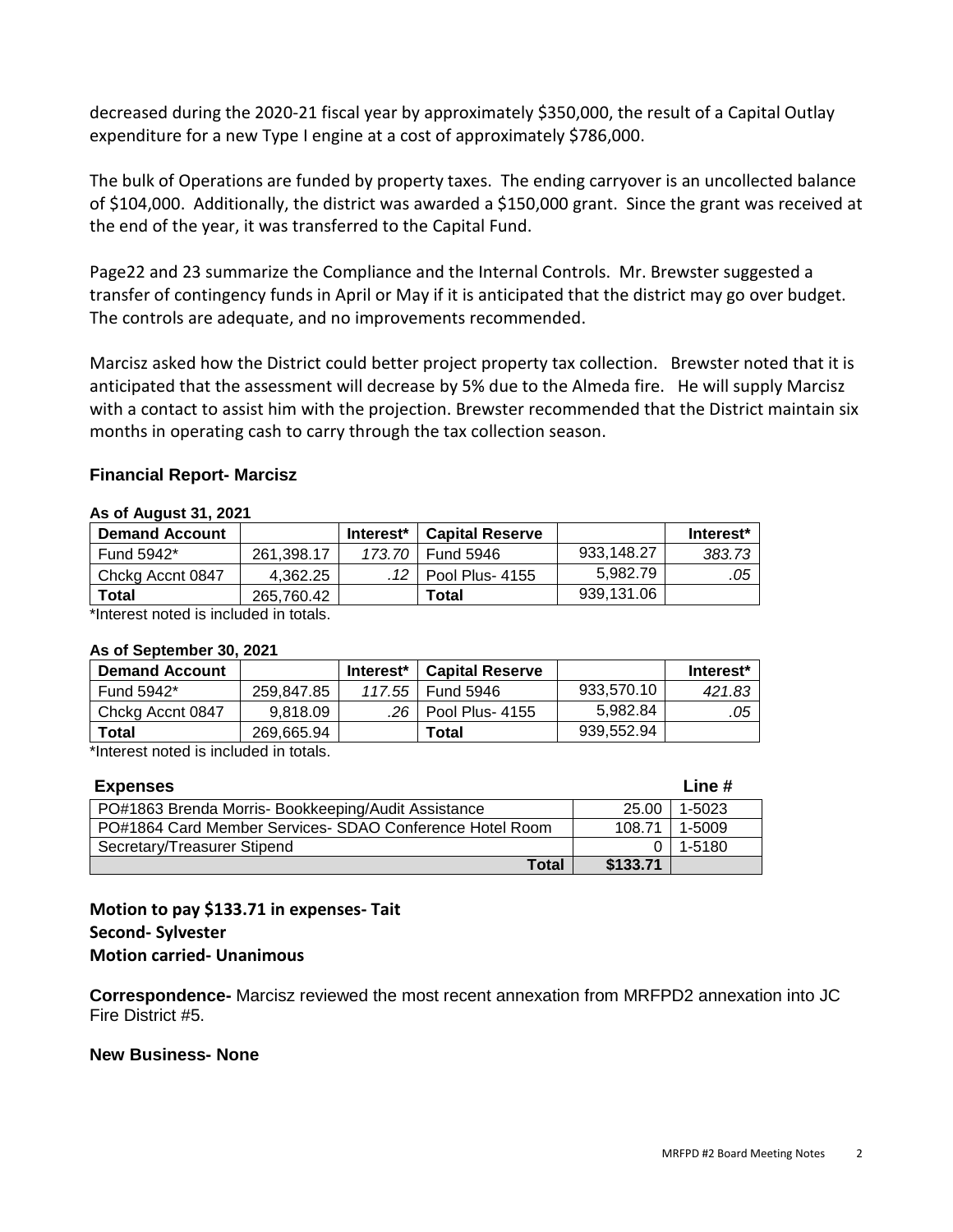decreased during the 2020-21 fiscal year by approximately $350,000, the result of a Capital Outlay expenditure for a new Type I engine at a cost of approximately $786,000.

The bulk of Operations are funded by property taxes. The ending carryover is an uncollected balance of $104,000. Additionally, the district was awarded a $150,000 grant. Since the grant was received at the end of the year, it was transferred to the Capital Fund.

Page22 and 23 summarize the Compliance and the Internal Controls. Mr. Brewster suggested a transfer of contingency funds in April or May if it is anticipated that the district may go over budget. The controls are adequate, and no improvements recommended.

Marcisz asked how the District could better project property tax collection. Brewster noted that it is anticipated that the assessment will decrease by 5% due to the Almeda fire. He will supply Marcisz with a contact to assist him with the projection. Brewster recommended that the District maintain six months in operating cash to carry through the tax collection season.

### Financial Report- Marcisz

**As of August 31, 2021**

| Demand Account | | Interest* | Capital Reserve | | Interest* |
|---|---|---|---|---|---|
| Fund 5942* | 261,398.17 | *173.70* | Fund 5946 | 933,148.27 | *383.73* |
| Chckg Accnt 0847 | 4,362.25 | *.12* | Pool Plus- 4155 | 5,982.79 | *.05* |
| **Total** | 265,760.42 | | **Total** | 939,131.06 | |

*Interest noted is included in totals.

**As of September 30, 2021**

| Demand Account | | Interest* | Capital Reserve | | Interest* |
|---|---|---|---|---|---|
| Fund 5942* | 259,847.85 | *117.55* | Fund 5946 | 933,570.10 | *421.83* |
| Chckg Accnt 0847 | 9,818.09 | *.26* | Pool Plus- 4155 | 5,982.84 | *.05* |
| **Total** | 269,665.94 | | **Total** | 939,552.94 | |

*Interest noted is included in totals.

| Expenses | | Line # |
|---|---|---|
| PO#1863 Brenda Morris- Bookkeeping/Audit Assistance | 25.00 | 1-5023 |
| PO#1864 Card Member Services- SDAO Conference Hotel Room | 108.71 | 1-5009 |
| Secretary/Treasurer Stipend | 0 | 1-5180 |
| **Total** | **$133.71** | |

**Motion to pay $133.71 in expenses- Tait**
**Second- Sylvester**
**Motion carried- Unanimous**

**Correspondence-** Marcisz reviewed the most recent annexation from MRFPD2 annexation into JC Fire District #5.

**New Business- None**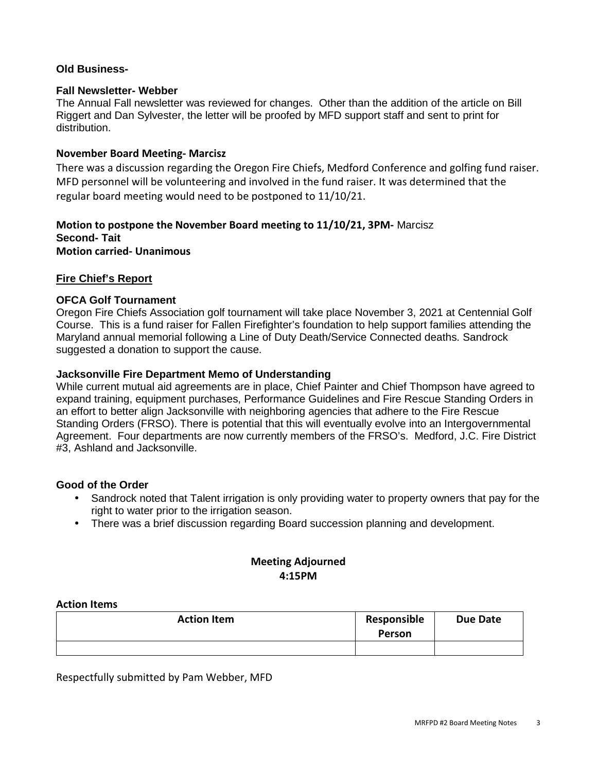**Old Business-**

**Fall Newsletter- Webber**

The Annual Fall newsletter was reviewed for changes. Other than the addition of the article on Bill Riggert and Dan Sylvester, the letter will be proofed by MFD support staff and sent to print for distribution.

**November Board Meeting- Marcisz**

There was a discussion regarding the Oregon Fire Chiefs, Medford Conference and golfing fund raiser. MFD personnel will be volunteering and involved in the fund raiser. It was determined that the regular board meeting would need to be postponed to 11/10/21.

**Motion to postpone the November Board meeting to 11/10/21, 3PM-** Marcisz
**Second- Tait**
**Motion carried- Unanimous**

## Fire Chief's Report

**OFCA Golf Tournament**

Oregon Fire Chiefs Association golf tournament will take place November 3, 2021 at Centennial Golf Course. This is a fund raiser for Fallen Firefighter's foundation to help support families attending the Maryland annual memorial following a Line of Duty Death/Service Connected deaths. Sandrock suggested a donation to support the cause.

**Jacksonville Fire Department Memo of Understanding**

While current mutual aid agreements are in place, Chief Painter and Chief Thompson have agreed to expand training, equipment purchases, Performance Guidelines and Fire Rescue Standing Orders in an effort to better align Jacksonville with neighboring agencies that adhere to the Fire Rescue Standing Orders (FRSO). There is potential that this will eventually evolve into an Intergovernmental Agreement. Four departments are now currently members of the FRSO's. Medford, J.C. Fire District #3, Ashland and Jacksonville.

**Good of the Order**

- Sandrock noted that Talent irrigation is only providing water to property owners that pay for the right to water prior to the irrigation season.
- There was a brief discussion regarding Board succession planning and development.

**Meeting Adjourned**
**4:15PM**

**Action Items**

| Action Item | Responsible Person | Due Date |
|---|---|---|
| | | |

Respectfully submitted by Pam Webber, MFD